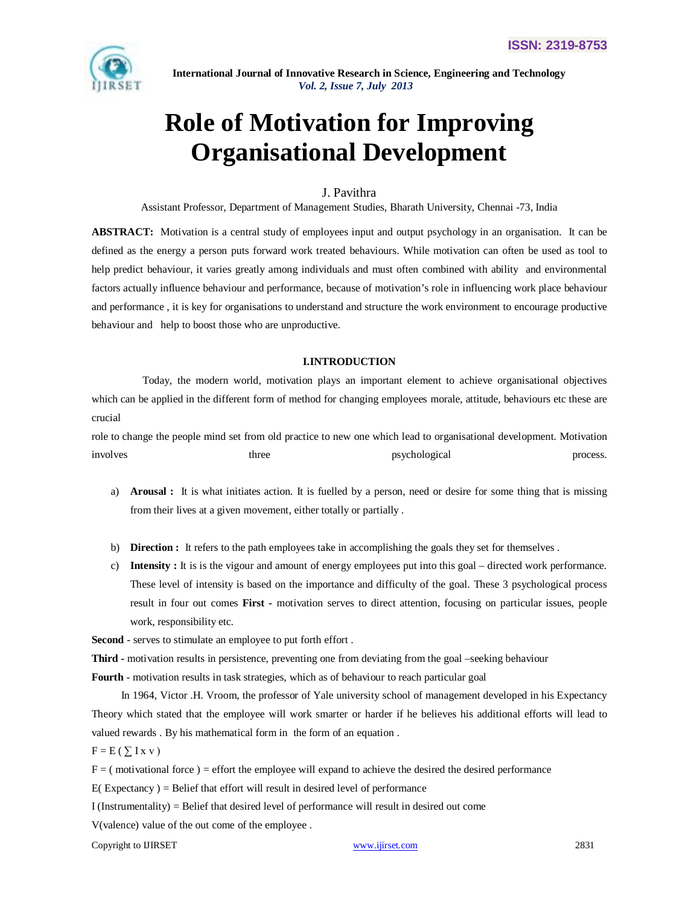# Role of Motivation for Improving Organisational Development

J. Pavithra

Assistant Professor, Department of Management Studies, Bharath University, Chennai -73, India

**ABSTRACT:** Motivation is a central study of employees input and output psychology in an organisation. It can be defined as the energy a person puts forward work treated behaviours. While motivation can often be used as tool to help predict behaviour, it varies greatly among individuals and must often combined with ability and environmental factors actually influence behaviour and performance, because of motivation's role in influencing work place behaviour and performance , it is key for organisations to understand and structure the work environment to encourage productive behaviour and help to boost those who are unproductive.

## I.INTRODUCTION

Today, the modern world, motivation plays an important element to achieve organisational objectives which can be applied in the different form of method for changing employees morale, attitude, behaviours etc these are crucial

role to change the people mind set from old practice to new one which lead to organisational development. Motivation involves three psychological process.

a) **Arousal :** It is what initiates action. It is fuelled by a person, need or desire for some thing that is missing from their lives at a given movement, either totally or partially .

b) **Direction :** It refers to the path employees take in accomplishing the goals they set for themselves .

c) **Intensity :** It is is the vigour and amount of energy employees put into this goal – directed work performance. These level of intensity is based on the importance and difficulty of the goal. These 3 psychological process result in four out comes **First -** motivation serves to direct attention, focusing on particular issues, people work, responsibility etc.

**Second** - serves to stimulate an employee to put forth effort .

**Third -** motivation results in persistence, preventing one from deviating from the goal –seeking behaviour

**Fourth** - motivation results in task strategies, which as of behaviour to reach particular goal

In 1964, Victor .H. Vroom, the professor of Yale university school of management developed in his Expectancy Theory which stated that the employee will work smarter or harder if he believes his additional efforts will lead to valued rewards . By his mathematical form in the form of an equation .

$F = E ( \sum I \times v )$

F = ( motivational force ) = effort the employee will expand to achieve the desired the desired performance

E( Expectancy ) = Belief that effort will result in desired level of performance

I (Instrumentality) = Belief that desired level of performance will result in desired out come

V(valence) value of the out come of the employee .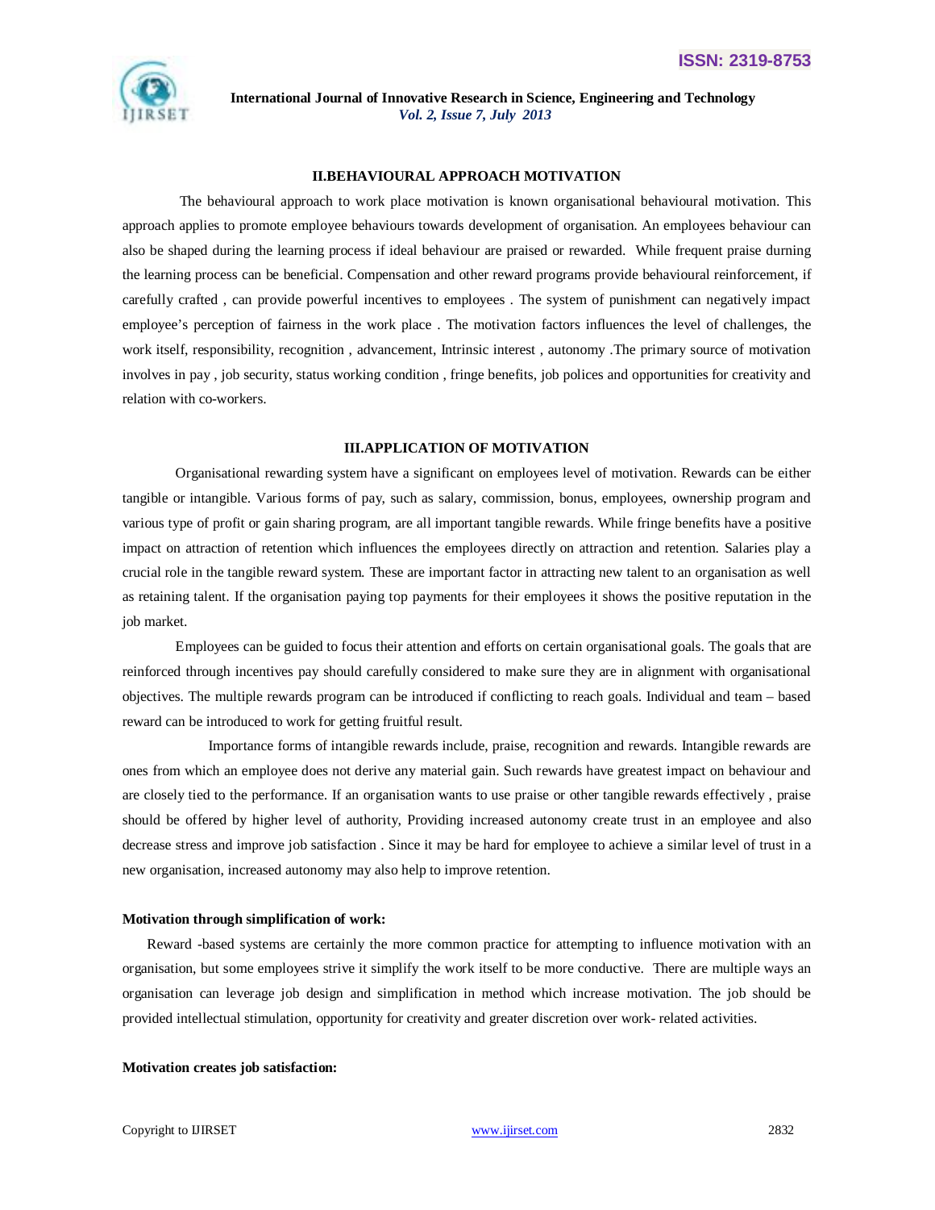## II.BEHAVIOURAL APPROACH MOTIVATION

The behavioural approach to work place motivation is known organisational behavioural motivation. This approach applies to promote employee behaviours towards development of organisation. An employees behaviour can also be shaped during the learning process if ideal behaviour are praised or rewarded. While frequent praise durning the learning process can be beneficial. Compensation and other reward programs provide behavioural reinforcement, if carefully crafted , can provide powerful incentives to employees . The system of punishment can negatively impact employee's perception of fairness in the work place . The motivation factors influences the level of challenges, the work itself, responsibility, recognition , advancement, Intrinsic interest , autonomy .The primary source of motivation involves in pay , job security, status working condition , fringe benefits, job polices and opportunities for creativity and relation with co-workers.

## III.APPLICATION OF MOTIVATION

Organisational rewarding system have a significant on employees level of motivation. Rewards can be either tangible or intangible. Various forms of pay, such as salary, commission, bonus, employees, ownership program and various type of profit or gain sharing program, are all important tangible rewards. While fringe benefits have a positive impact on attraction of retention which influences the employees directly on attraction and retention. Salaries play a crucial role in the tangible reward system. These are important factor in attracting new talent to an organisation as well as retaining talent. If the organisation paying top payments for their employees it shows the positive reputation in the job market.

Employees can be guided to focus their attention and efforts on certain organisational goals. The goals that are reinforced through incentives pay should carefully considered to make sure they are in alignment with organisational objectives. The multiple rewards program can be introduced if conflicting to reach goals. Individual and team – based reward can be introduced to work for getting fruitful result.

Importance forms of intangible rewards include, praise, recognition and rewards. Intangible rewards are ones from which an employee does not derive any material gain. Such rewards have greatest impact on behaviour and are closely tied to the performance. If an organisation wants to use praise or other tangible rewards effectively , praise should be offered by higher level of authority, Providing increased autonomy create trust in an employee and also decrease stress and improve job satisfaction . Since it may be hard for employee to achieve a similar level of trust in a new organisation, increased autonomy may also help to improve retention.

**Motivation through simplification of work:**

Reward -based systems are certainly the more common practice for attempting to influence motivation with an organisation, but some employees strive it simplify the work itself to be more conductive. There are multiple ways an organisation can leverage job design and simplification in method which increase motivation. The job should be provided intellectual stimulation, opportunity for creativity and greater discretion over work- related activities.

**Motivation creates job satisfaction:**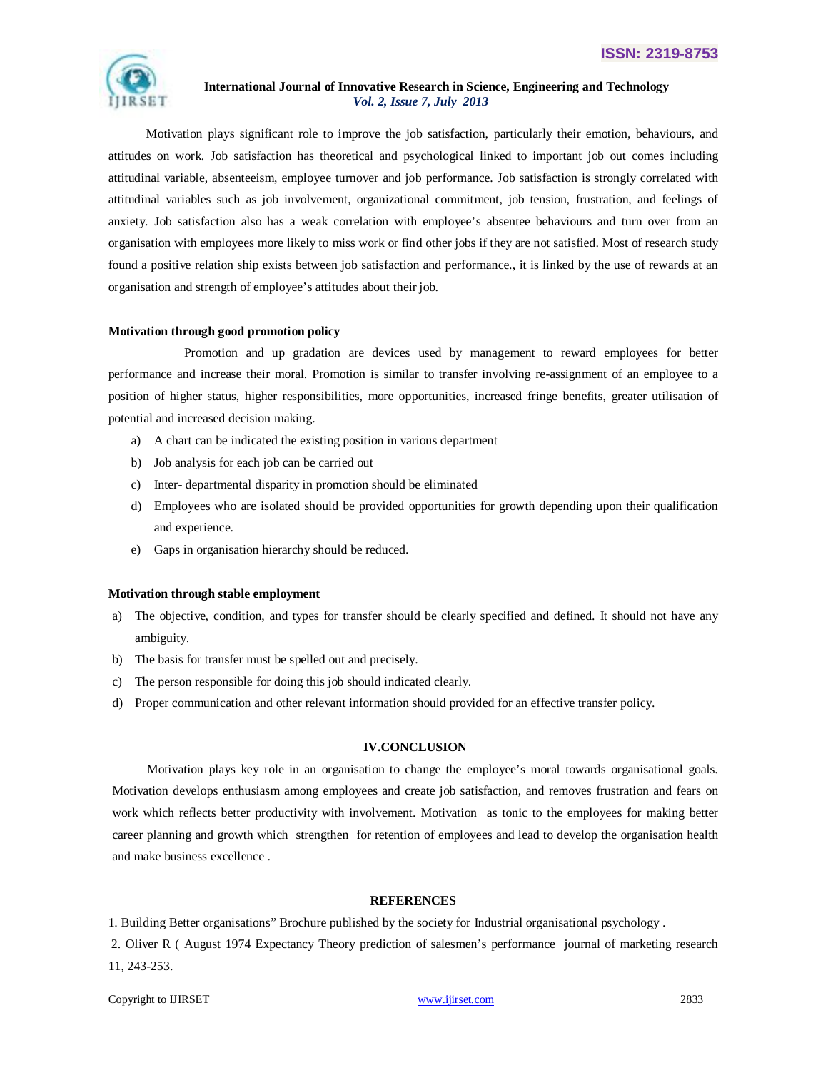Motivation plays significant role to improve the job satisfaction, particularly their emotion, behaviours, and attitudes on work. Job satisfaction has theoretical and psychological linked to important job out comes including attitudinal variable, absenteeism, employee turnover and job performance. Job satisfaction is strongly correlated with attitudinal variables such as job involvement, organizational commitment, job tension, frustration, and feelings of anxiety. Job satisfaction also has a weak correlation with employee's absentee behaviours and turn over from an organisation with employees more likely to miss work or find other jobs if they are not satisfied. Most of research study found a positive relation ship exists between job satisfaction and performance., it is linked by the use of rewards at an organisation and strength of employee's attitudes about their job.

**Motivation through good promotion policy**

Promotion and up gradation are devices used by management to reward employees for better performance and increase their moral. Promotion is similar to transfer involving re-assignment of an employee to a position of higher status, higher responsibilities, more opportunities, increased fringe benefits, greater utilisation of potential and increased decision making.

a) A chart can be indicated the existing position in various department
b) Job analysis for each job can be carried out
c) Inter- departmental disparity in promotion should be eliminated
d) Employees who are isolated should be provided opportunities for growth depending upon their qualification and experience.
e) Gaps in organisation hierarchy should be reduced.

**Motivation through stable employment**

a) The objective, condition, and types for transfer should be clearly specified and defined. It should not have any ambiguity.
b) The basis for transfer must be spelled out and precisely.
c) The person responsible for doing this job should indicated clearly.
d) Proper communication and other relevant information should provided for an effective transfer policy.

## IV.CONCLUSION

Motivation plays key role in an organisation to change the employee's moral towards organisational goals. Motivation develops enthusiasm among employees and create job satisfaction, and removes frustration and fears on work which reflects better productivity with involvement. Motivation as tonic to the employees for making better career planning and growth which strengthen for retention of employees and lead to develop the organisation health and make business excellence .

## REFERENCES

1. Building Better organisations" Brochure published by the society for Industrial organisational psychology .

2. Oliver R ( August 1974 Expectancy Theory prediction of salesmen's performance journal of marketing research 11, 243-253.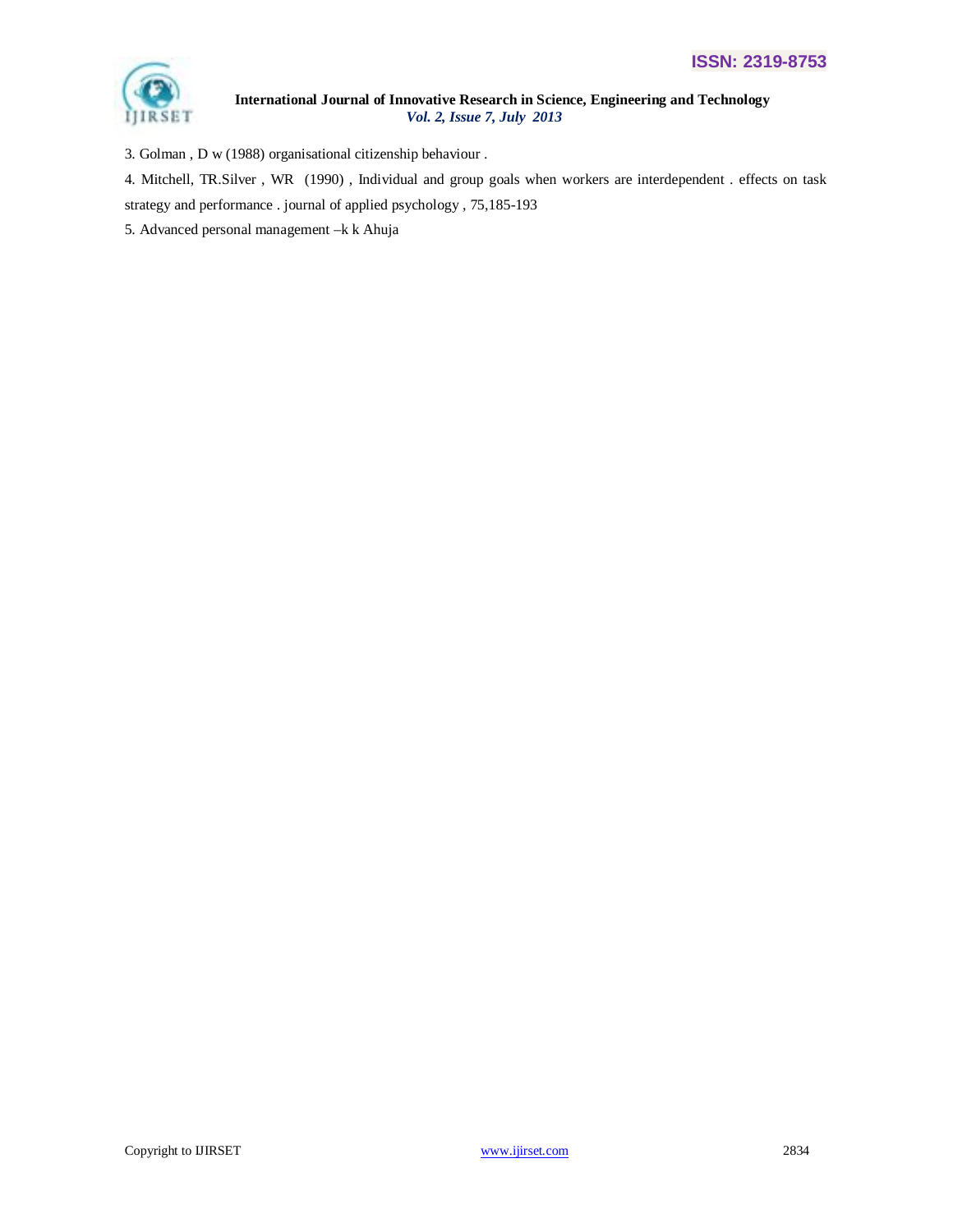3. Golman , D w (1988) organisational citizenship behaviour .

4. Mitchell, TR.Silver , WR (1990) , Individual and group goals when workers are interdependent . effects on task strategy and performance . journal of applied psychology , 75,185-193

5. Advanced personal management –k k Ahuja